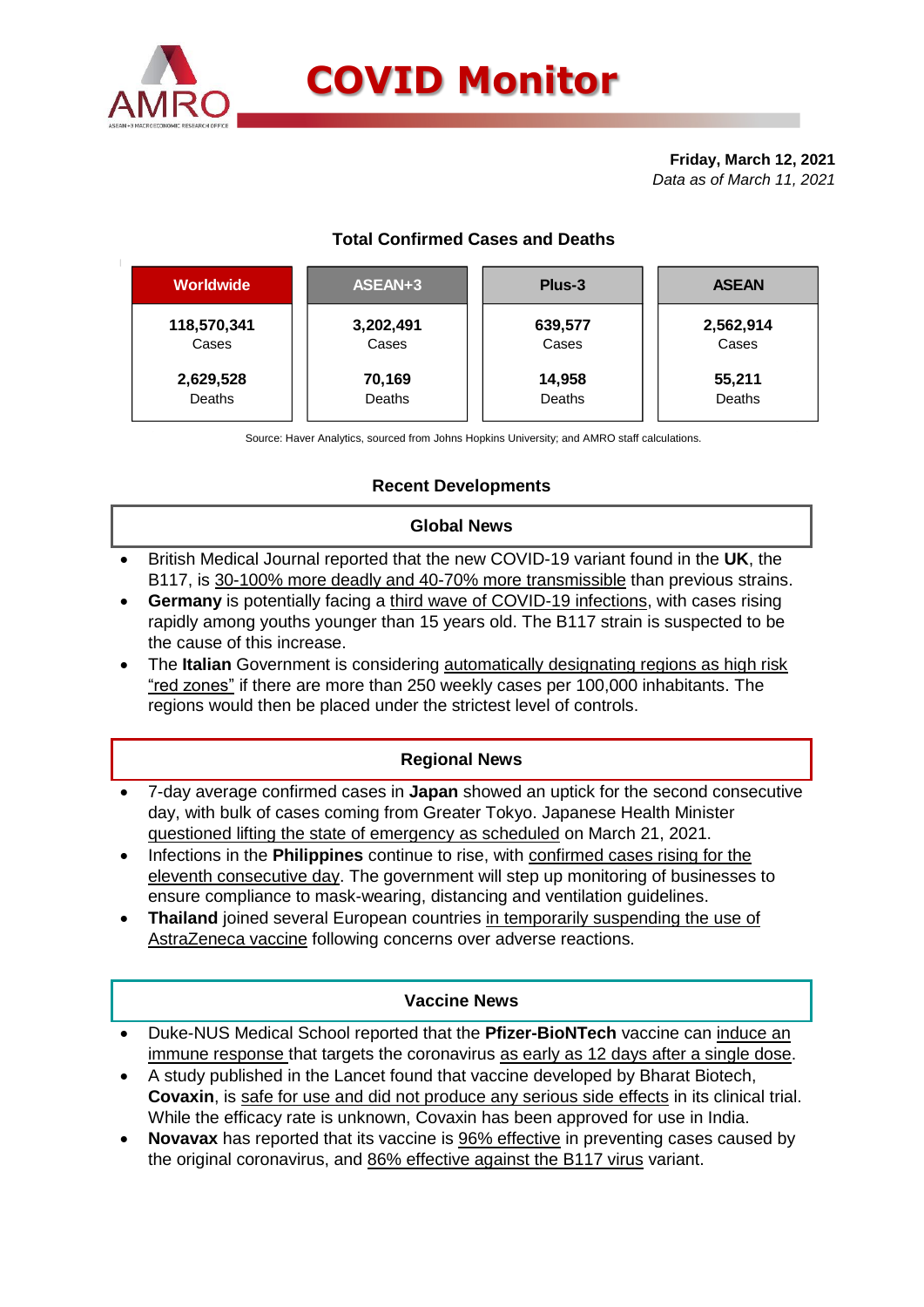# COVID Monitor

**Friday, March 12, 2021**
*Data as of March 11, 2021*

## Total Confirmed Cases and Deaths

| Worldwide | ASEAN+3 | Plus-3 | ASEAN |
|---|---|---|---|
| 118,570,341 Cases | 3,202,491 Cases | 639,577 Cases | 2,562,914 Cases |
| 2,629,528 Deaths | 70,169 Deaths | 14,958 Deaths | 55,211 Deaths |

Source: Haver Analytics, sourced from Johns Hopkins University; and AMRO staff calculations.

## Recent Developments

### Global News

- British Medical Journal reported that the new COVID-19 variant found in the **UK**, the B117, is 30-100% more deadly and 40-70% more transmissible than previous strains.
- **Germany** is potentially facing a third wave of COVID-19 infections, with cases rising rapidly among youths younger than 15 years old. The B117 strain is suspected to be the cause of this increase.
- The **Italian** Government is considering automatically designating regions as high risk "red zones" if there are more than 250 weekly cases per 100,000 inhabitants. The regions would then be placed under the strictest level of controls.

### Regional News

- 7-day average confirmed cases in **Japan** showed an uptick for the second consecutive day, with bulk of cases coming from Greater Tokyo. Japanese Health Minister questioned lifting the state of emergency as scheduled on March 21, 2021.
- Infections in the **Philippines** continue to rise, with confirmed cases rising for the eleventh consecutive day. The government will step up monitoring of businesses to ensure compliance to mask-wearing, distancing and ventilation guidelines.
- **Thailand** joined several European countries in temporarily suspending the use of AstraZeneca vaccine following concerns over adverse reactions.

### Vaccine News

- Duke-NUS Medical School reported that the **Pfizer-BioNTech** vaccine can induce an immune response that targets the coronavirus as early as 12 days after a single dose.
- A study published in the Lancet found that vaccine developed by Bharat Biotech, **Covaxin**, is safe for use and did not produce any serious side effects in its clinical trial. While the efficacy rate is unknown, Covaxin has been approved for use in India.
- **Novavax** has reported that its vaccine is 96% effective in preventing cases caused by the original coronavirus, and 86% effective against the B117 virus variant.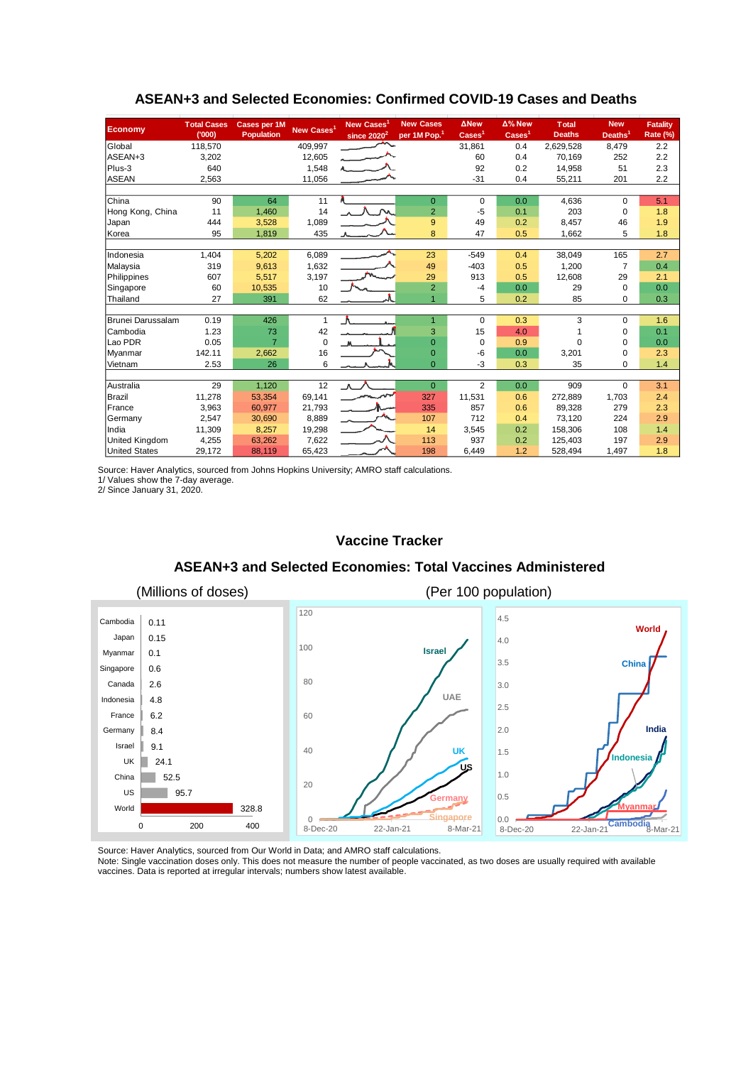## ASEAN+3 and Selected Economies: Confirmed COVID-19 Cases and Deaths

| Economy | Total Cases ('000) | Cases per 1M Population | New Cases[1] | New Cases[1] since 2020[2] | New Cases per 1M Pop.[1] | ΔNew Cases[1] | Δ% New Cases[1] | Total Deaths | New Deaths[1] | Fatality Rate (%) |
|---|---|---|---|---|---|---|---|---|---|---|
| Global | 118,570 | | 409,997 | | | 31,861 | 0.4 | 2,629,528 | 8,479 | 2.2 |
| ASEAN+3 | 3,202 | | 12,605 | | | 60 | 0.4 | 70,169 | 252 | 2.2 |
| Plus-3 | 640 | | 1,548 | | | 92 | 0.2 | 14,958 | 51 | 2.3 |
| ASEAN | 2,563 | | 11,056 | | | -31 | 0.4 | 55,211 | 201 | 2.2 |
| | | | | | | | | | | |
| China | 90 | 64 | 11 | | 0 | 0 | 0.0 | 4,636 | 0 | 5.1 |
| Hong Kong, China | 11 | 1,460 | 14 | | 2 | -5 | 0.1 | 203 | 0 | 1.8 |
| Japan | 444 | 3,528 | 1,089 | | 9 | 49 | 0.2 | 8,457 | 46 | 1.9 |
| Korea | 95 | 1,819 | 435 | | 8 | 47 | 0.5 | 1,662 | 5 | 1.8 |
| | | | | | | | | | | |
| Indonesia | 1,404 | 5,202 | 6,089 | | 23 | -549 | 0.4 | 38,049 | 165 | 2.7 |
| Malaysia | 319 | 9,613 | 1,632 | | 49 | -403 | 0.5 | 1,200 | 7 | 0.4 |
| Philippines | 607 | 5,517 | 3,197 | | 29 | 913 | 0.5 | 12,608 | 29 | 2.1 |
| Singapore | 60 | 10,535 | 10 | | 2 | -4 | 0.0 | 29 | 0 | 0.0 |
| Thailand | 27 | 391 | 62 | | 1 | 5 | 0.2 | 85 | 0 | 0.3 |
| | | | | | | | | | | |
| Brunei Darussalam | 0.19 | 426 | 1 | | 1 | 0 | 0.3 | 3 | 0 | 1.6 |
| Cambodia | 1.23 | 73 | 42 | | 3 | 15 | 4.0 | 1 | 0 | 0.1 |
| Lao PDR | 0.05 | 7 | 0 | | 0 | 0 | 0.9 | 0 | 0 | 0.0 |
| Myanmar | 142.11 | 2,662 | 16 | | 0 | -6 | 0.0 | 3,201 | 0 | 2.3 |
| Vietnam | 2.53 | 26 | 6 | | 0 | -3 | 0.3 | 35 | 0 | 1.4 |
| | | | | | | | | | | |
| Australia | 29 | 1,120 | 12 | | 0 | 2 | 0.0 | 909 | 0 | 3.1 |
| Brazil | 11,278 | 53,354 | 69,141 | | 327 | 11,531 | 0.6 | 272,889 | 1,703 | 2.4 |
| France | 3,963 | 60,977 | 21,793 | | 335 | 857 | 0.6 | 89,328 | 279 | 2.3 |
| Germany | 2,547 | 30,690 | 8,889 | | 107 | 712 | 0.4 | 73,120 | 224 | 2.9 |
| India | 11,309 | 8,257 | 19,298 | | 14 | 3,545 | 0.2 | 158,306 | 108 | 1.4 |
| United Kingdom | 4,255 | 63,262 | 7,622 | | 113 | 937 | 0.2 | 125,403 | 197 | 2.9 |
| United States | 29,172 | 88,119 | 65,423 | | 198 | 6,449 | 1.2 | 528,494 | 1,497 | 1.8 |

Source: Haver Analytics, sourced from Johns Hopkins University; AMRO staff calculations.
1/ Values show the 7-day average.
2/ Since January 31, 2020.

## Vaccine Tracker

### ASEAN+3 and Selected Economies: Total Vaccines Administered

(Millions of doses)

| Economy | Doses (millions) |
|---|---|
| Cambodia | 0.11 |
| Japan | 0.15 |
| Myanmar | 0.1 |
| Singapore | 0.6 |
| Canada | 2.6 |
| Indonesia | 4.8 |
| France | 6.2 |
| Germany | 8.4 |
| Israel | 9.1 |
| UK | 24.1 |
| China | 52.5 |
| US | 95.7 |
| World | 328.8 |

(Per 100 population)

Source: Haver Analytics, sourced from Our World in Data; and AMRO staff calculations.
Note: Single vaccination doses only. This does not measure the number of people vaccinated, as two doses are usually required with available vaccines. Data is reported at irregular intervals; numbers show latest available.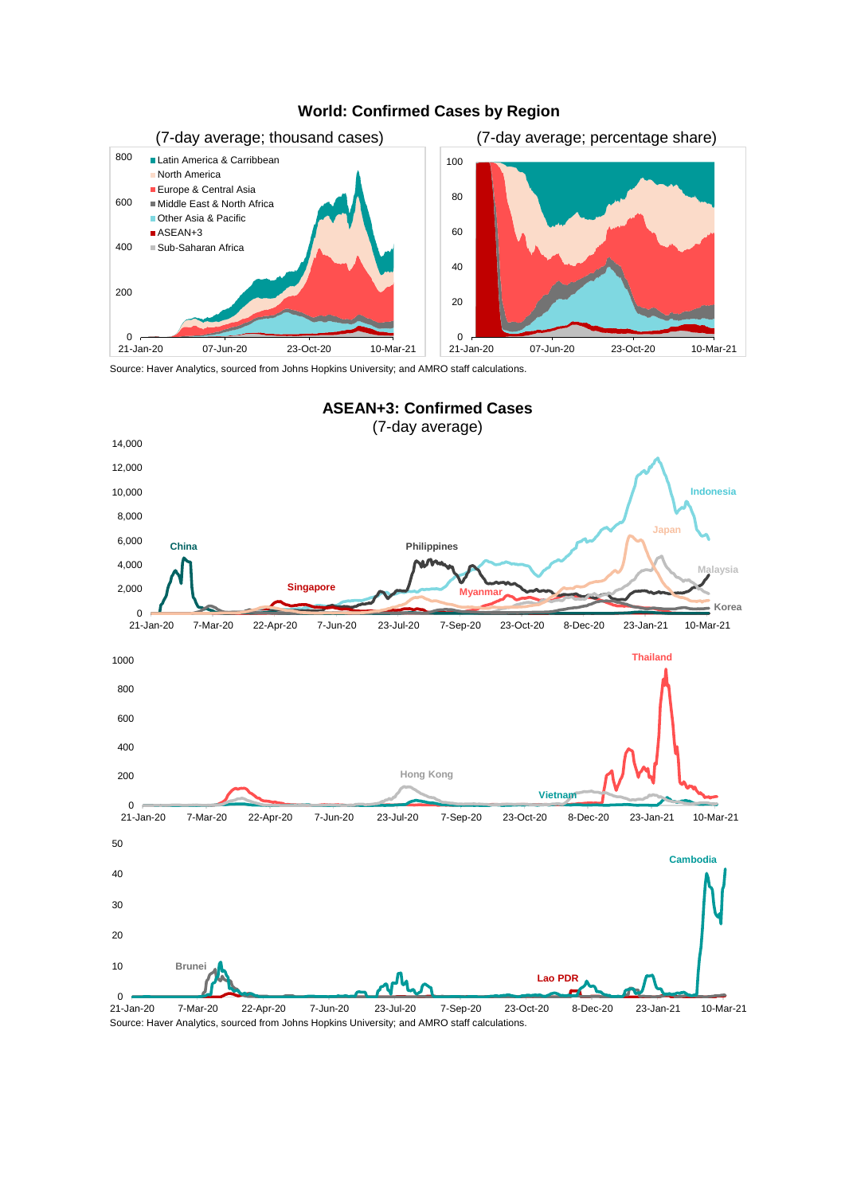**World: Confirmed Cases by Region**

(7-day average; thousand cases) | (7-day average; percentage share)

Source: Haver Analytics, sourced from Johns Hopkins University; and AMRO staff calculations.

**ASEAN+3: Confirmed Cases**

(7-day average)

Source: Haver Analytics, sourced from Johns Hopkins University; and AMRO staff calculations.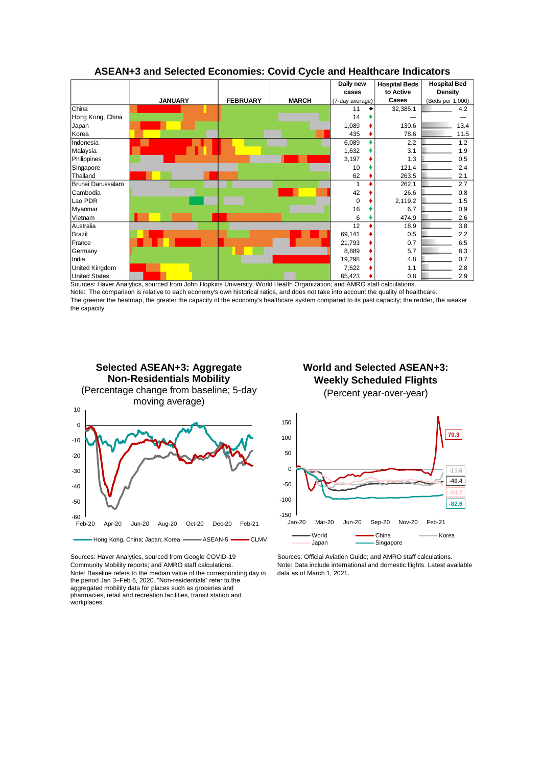## ASEAN+3 and Selected Economies: Covid Cycle and Healthcare Indicators

| | JANUARY | FEBRUARY | MARCH | Daily new cases (7-day average) | Hospital Beds to Active Cases | Hospital Bed Density (Beds per 1,000) |
|---|---|---|---|---|---|---|
| China | | | | 11 → | 32,385.1 | 4.2 |
| Hong Kong, China | | | | 14 ↓ | — | — |
| Japan | | | | 1,089 ↑ | 130.6 | 13.4 |
| Korea | | | | 435 ↑ | 78.6 | 11.5 |
| Indonesia | | | | 6,089 ↓ | 2.2 | 1.2 |
| Malaysia | | | | 1,632 ↓ | 3.1 | 1.9 |
| Philippines | | | | 3,197 ↑ | 1.3 | 0.5 |
| Singapore | | | | 10 ↓ | 121.4 | 2.4 |
| Thailand | | | | 62 ↑ | 263.5 | 2.1 |
| Brunei Darussalam | | | | 1 ↑ | 262.1 | 2.7 |
| Cambodia | | | | 42 ↑ | 26.6 | 0.8 |
| Lao PDR | | | | 0 ↑ | 2,119.2 | 1.5 |
| Myanmar | | | | 16 ↓ | 6.7 | 0.9 |
| Vietnam | | | | 6 ↓ | 474.9 | 2.6 |
| Australia | | | | 12 ↑ | 18.9 | 3.8 |
| Brazil | | | | 69,141 ↑ | 0.5 | 2.2 |
| France | | | | 21,793 ↑ | 0.7 | 6.5 |
| Germany | | | | 8,889 ↑ | 5.7 | 8.3 |
| India | | | | 19,298 ↑ | 4.8 | 0.7 |
| United Kingdom | | | | 7,622 ↑ | 1.1 | 2.8 |
| United States | | | | 65,423 ↑ | 0.8 | 2.9 |

Sources: Haver Analytics, sourced from John Hopkins University; World Health Organization; and AMRO staff calculations.
Note: The comparison is relative to each economy's own historical ratios, and does not take into account the quality of healthcare.
The greener the heatmap, the greater the capacity of the economy's healthcare system compared to its past capacity; the redder, the weaker the capacity.

### Selected ASEAN+3: Aggregate Non-Residentials Mobility
(Percentage change from baseline; 5-day moving average)

10
0
-10
-20
-30
-40
-50
-60
Feb-20 Apr-20 Jun-20 Aug-20 Oct-20 Dec-20 Feb-21

Hong Kong, China; Japan; Korea — ASEAN-5 — CLMV

Sources: Haver Analytics, sourced from Google COVID-19 Community Mobility reports; and AMRO staff calculations.
Note: Baseline refers to the median value of the corresponding day in the period Jan 3–Feb 6, 2020. "Non-residentials" refer to the aggregated mobility data for places such as groceries and pharmacies, retail and recreation facilities, transit station and workplaces.

### World and Selected ASEAN+3: Weekly Scheduled Flights
(Percent year-over-year)

150
100
50
0
-50
-100
-150
Jan-20 Mar-20 Jun-20 Sep-20 Nov-20 Feb-21

70.3
-11.6
-40.4
-54.7
-82.6

World — China — Korea — Japan — Singapore

Sources: Official Aviation Guide; and AMRO staff calculations.
Note: Data include international and domestic flights. Latest available data as of March 1, 2021.